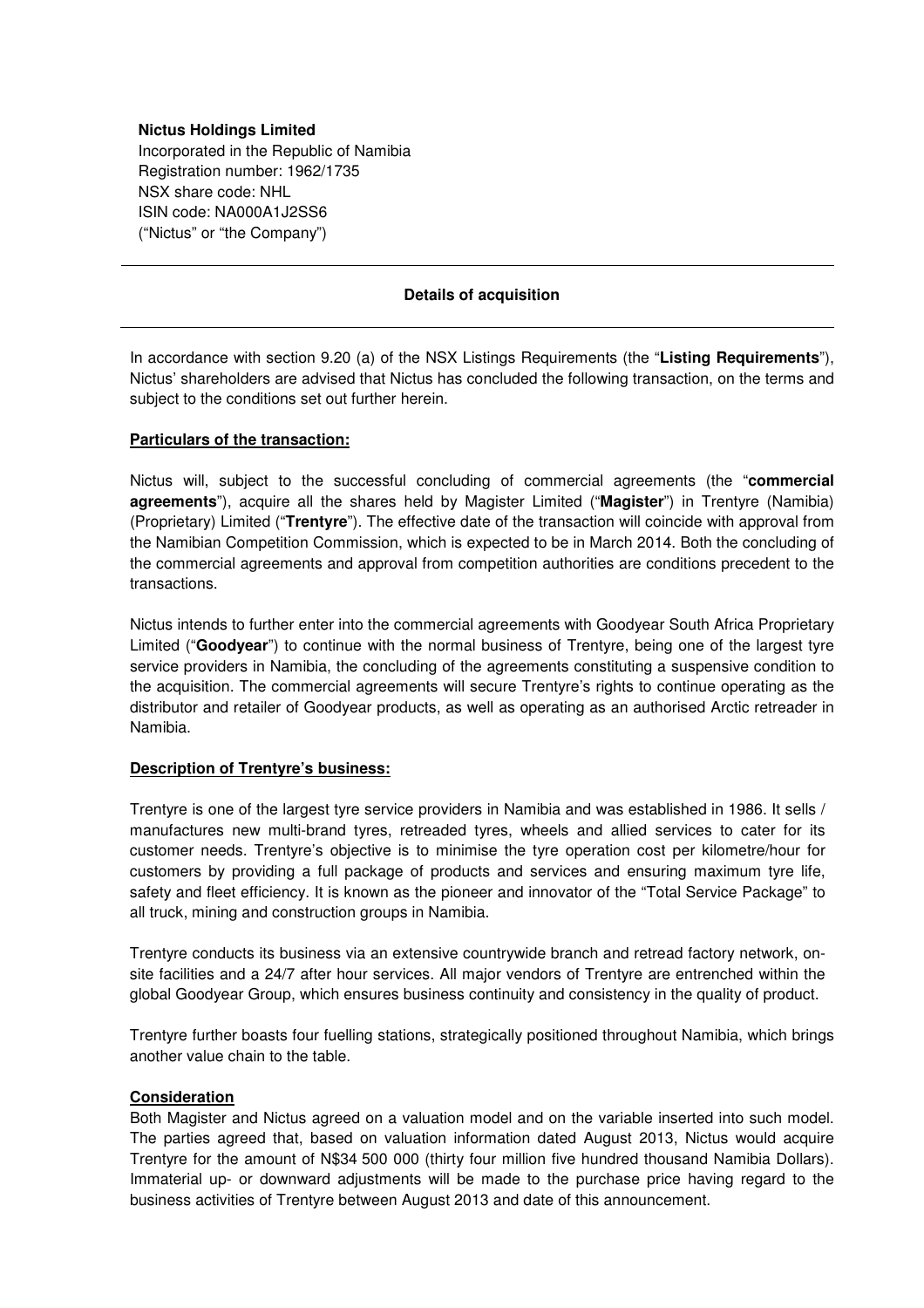**Nictus Holdings Limited**
Incorporated in the Republic of Namibia
Registration number: 1962/1735
NSX share code: NHL
ISIN code: NA000A1J2SS6
("Nictus" or "the Company")

---

**Details of acquisition**

---

In accordance with section 9.20 (a) of the NSX Listings Requirements (the "**Listing Requirements**"), Nictus' shareholders are advised that Nictus has concluded the following transaction, on the terms and subject to the conditions set out further herein.

**Particulars of the transaction:**

Nictus will, subject to the successful concluding of commercial agreements (the "**commercial agreements**"), acquire all the shares held by Magister Limited ("**Magister**") in Trentyre (Namibia) (Proprietary) Limited ("**Trentyre**"). The effective date of the transaction will coincide with approval from the Namibian Competition Commission, which is expected to be in March 2014. Both the concluding of the commercial agreements and approval from competition authorities are conditions precedent to the transactions.

Nictus intends to further enter into the commercial agreements with Goodyear South Africa Proprietary Limited ("**Goodyear**") to continue with the normal business of Trentyre, being one of the largest tyre service providers in Namibia, the concluding of the agreements constituting a suspensive condition to the acquisition. The commercial agreements will secure Trentyre's rights to continue operating as the distributor and retailer of Goodyear products, as well as operating as an authorised Arctic retreader in Namibia.

**Description of Trentyre's business:**

Trentyre is one of the largest tyre service providers in Namibia and was established in 1986. It sells / manufactures new multi-brand tyres, retreaded tyres, wheels and allied services to cater for its customer needs. Trentyre's objective is to minimise the tyre operation cost per kilometre/hour for customers by providing a full package of products and services and ensuring maximum tyre life, safety and fleet efficiency. It is known as the pioneer and innovator of the "Total Service Package" to all truck, mining and construction groups in Namibia.

Trentyre conducts its business via an extensive countrywide branch and retread factory network, on-site facilities and a 24/7 after hour services. All major vendors of Trentyre are entrenched within the global Goodyear Group, which ensures business continuity and consistency in the quality of product.

Trentyre further boasts four fuelling stations, strategically positioned throughout Namibia, which brings another value chain to the table.

**Consideration**

Both Magister and Nictus agreed on a valuation model and on the variable inserted into such model. The parties agreed that, based on valuation information dated August 2013, Nictus would acquire Trentyre for the amount of N$34 500 000 (thirty four million five hundred thousand Namibia Dollars). Immaterial up- or downward adjustments will be made to the purchase price having regard to the business activities of Trentyre between August 2013 and date of this announcement.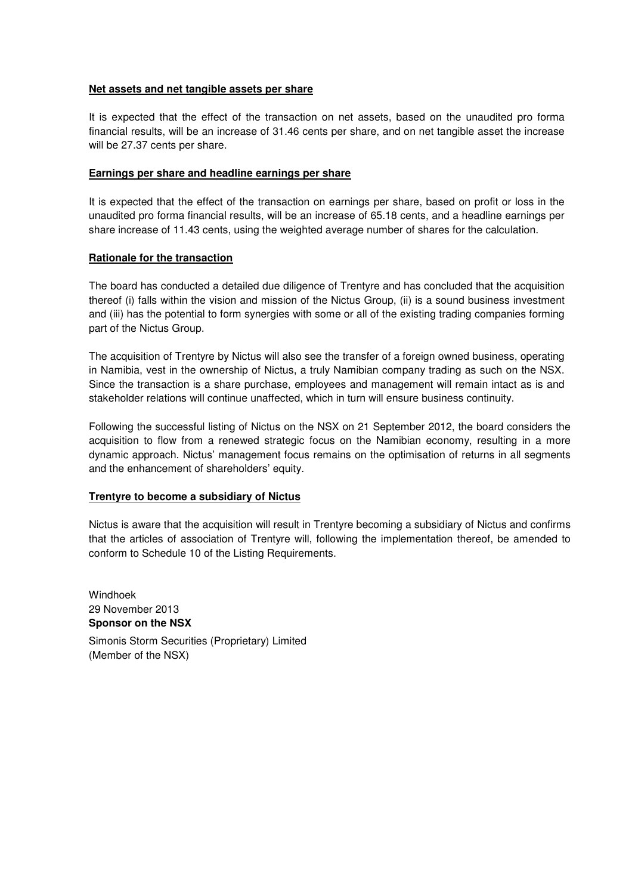**Net assets and net tangible assets per share**

It is expected that the effect of the transaction on net assets, based on the unaudited pro forma financial results, will be an increase of 31.46 cents per share, and on net tangible asset the increase will be 27.37 cents per share.

**Earnings per share and headline earnings per share**

It is expected that the effect of the transaction on earnings per share, based on profit or loss in the unaudited pro forma financial results, will be an increase of 65.18 cents, and a headline earnings per share increase of 11.43 cents, using the weighted average number of shares for the calculation.

**Rationale for the transaction**

The board has conducted a detailed due diligence of Trentyre and has concluded that the acquisition thereof (i) falls within the vision and mission of the Nictus Group, (ii) is a sound business investment and (iii) has the potential to form synergies with some or all of the existing trading companies forming part of the Nictus Group.

The acquisition of Trentyre by Nictus will also see the transfer of a foreign owned business, operating in Namibia, vest in the ownership of Nictus, a truly Namibian company trading as such on the NSX. Since the transaction is a share purchase, employees and management will remain intact as is and stakeholder relations will continue unaffected, which in turn will ensure business continuity.

Following the successful listing of Nictus on the NSX on 21 September 2012, the board considers the acquisition to flow from a renewed strategic focus on the Namibian economy, resulting in a more dynamic approach. Nictus' management focus remains on the optimisation of returns in all segments and the enhancement of shareholders' equity.

**Trentyre to become a subsidiary of Nictus**

Nictus is aware that the acquisition will result in Trentyre becoming a subsidiary of Nictus and confirms that the articles of association of Trentyre will, following the implementation thereof, be amended to conform to Schedule 10 of the Listing Requirements.

Windhoek
29 November 2013
**Sponsor on the NSX**
Simonis Storm Securities (Proprietary) Limited
(Member of the NSX)